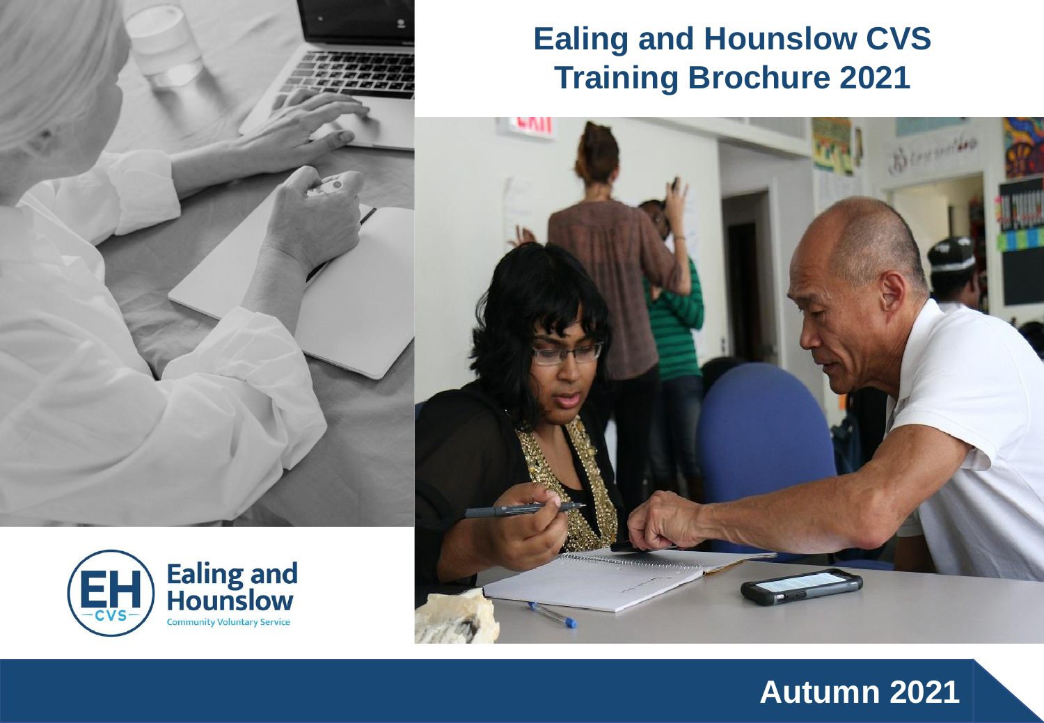# Ealing and Hounslow CVS Training Brochure 2021

Ealing and Hounslow
Community Voluntary Service

## Autumn 2021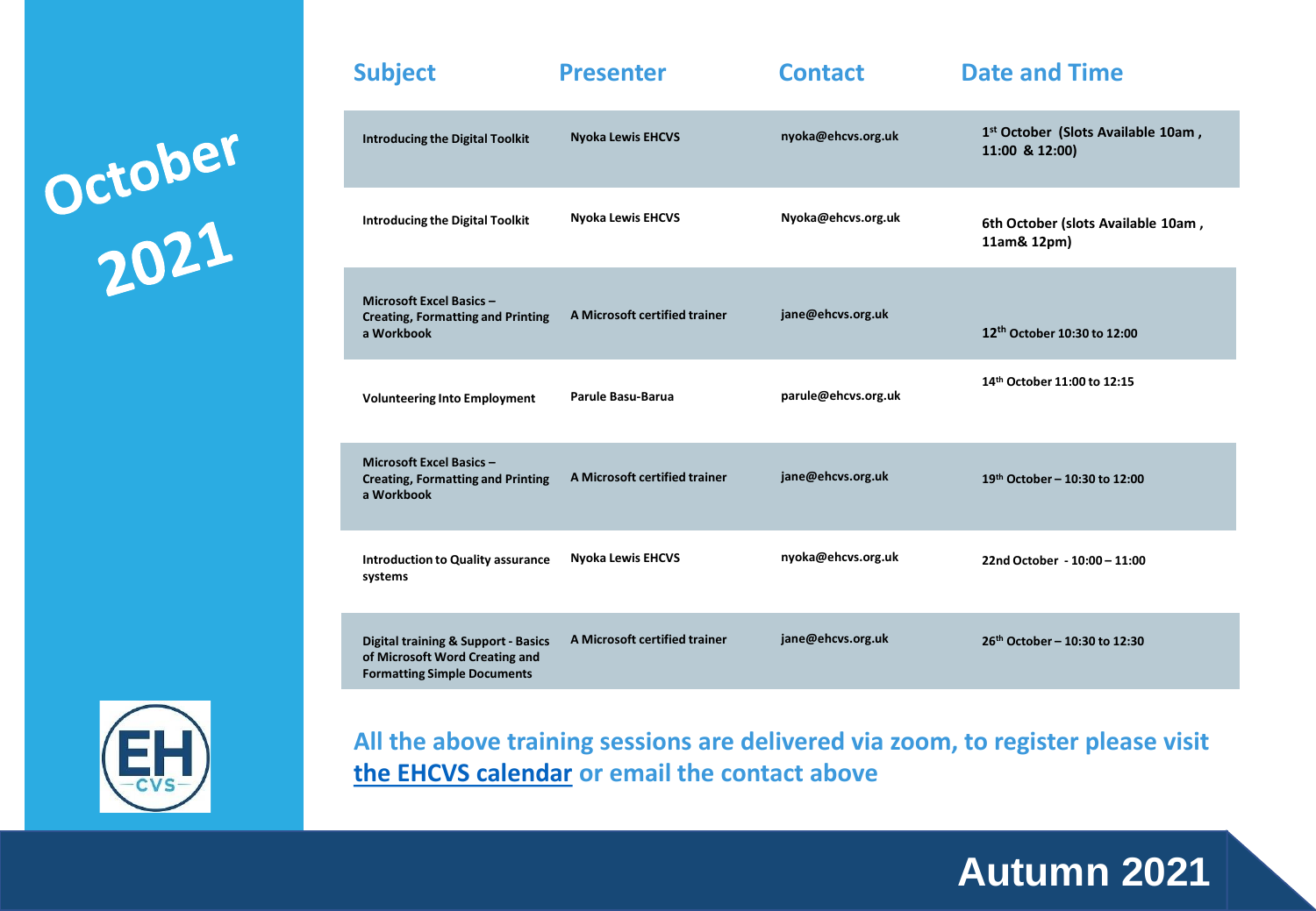# October 2021

| Subject | Presenter | Contact | Date and Time |
|---|---|---|---|
| Introducing the Digital Toolkit | Nyoka Lewis EHCVS | nyoka@ehcvs.org.uk | 1st October (Slots Available 10am , 11:00 & 12:00) |
| Introducing the Digital Toolkit | Nyoka Lewis EHCVS | Nyoka@ehcvs.org.uk | 6th October (slots Available 10am , 11am& 12pm) |
| Microsoft Excel Basics – Creating, Formatting and Printing a Workbook | A Microsoft certified trainer | jane@ehcvs.org.uk | 12th October 10:30 to 12:00 |
| Volunteering Into Employment | Parule Basu-Barua | parule@ehcvs.org.uk | 14th October 11:00 to 12:15 |
| Microsoft Excel Basics – Creating, Formatting and Printing a Workbook | A Microsoft certified trainer | jane@ehcvs.org.uk | 19th October – 10:30 to 12:00 |
| Introduction to Quality assurance systems | Nyoka Lewis EHCVS | nyoka@ehcvs.org.uk | 22nd October - 10:00 – 11:00 |
| Digital training & Support - Basics of Microsoft Word Creating and Formatting Simple Documents | A Microsoft certified trainer | jane@ehcvs.org.uk | 26th October – 10:30 to 12:30 |

**All the above training sessions are delivered via zoom, to register please visit [the EHCVS calendar]() or email the contact above**

**Autumn 2021**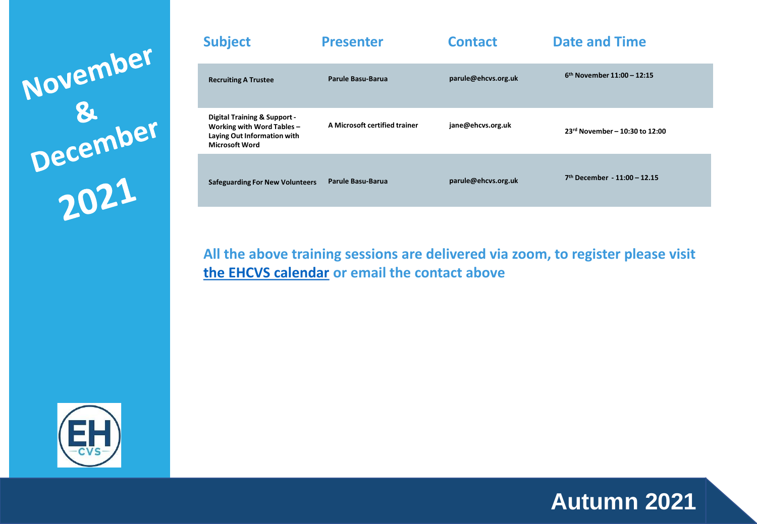# November & December 2021

| Subject | Presenter | Contact | Date and Time |
|---|---|---|---|
| Recruiting A Trustee | Parule Basu-Barua | parule@ehcvs.org.uk | 6th November 11:00 – 12:15 |
| Digital Training & Support - Working with Word Tables – Laying Out Information with Microsoft Word | A Microsoft certified trainer | jane@ehcvs.org.uk | 23rd November – 10:30 to 12:00 |
| Safeguarding For New Volunteers | Parule Basu-Barua | parule@ehcvs.org.uk | 7th December - 11:00 – 12.15 |

**All the above training sessions are delivered via zoom, to register please visit the EHCVS calendar or email the contact above**

EH CVS

Autumn 2021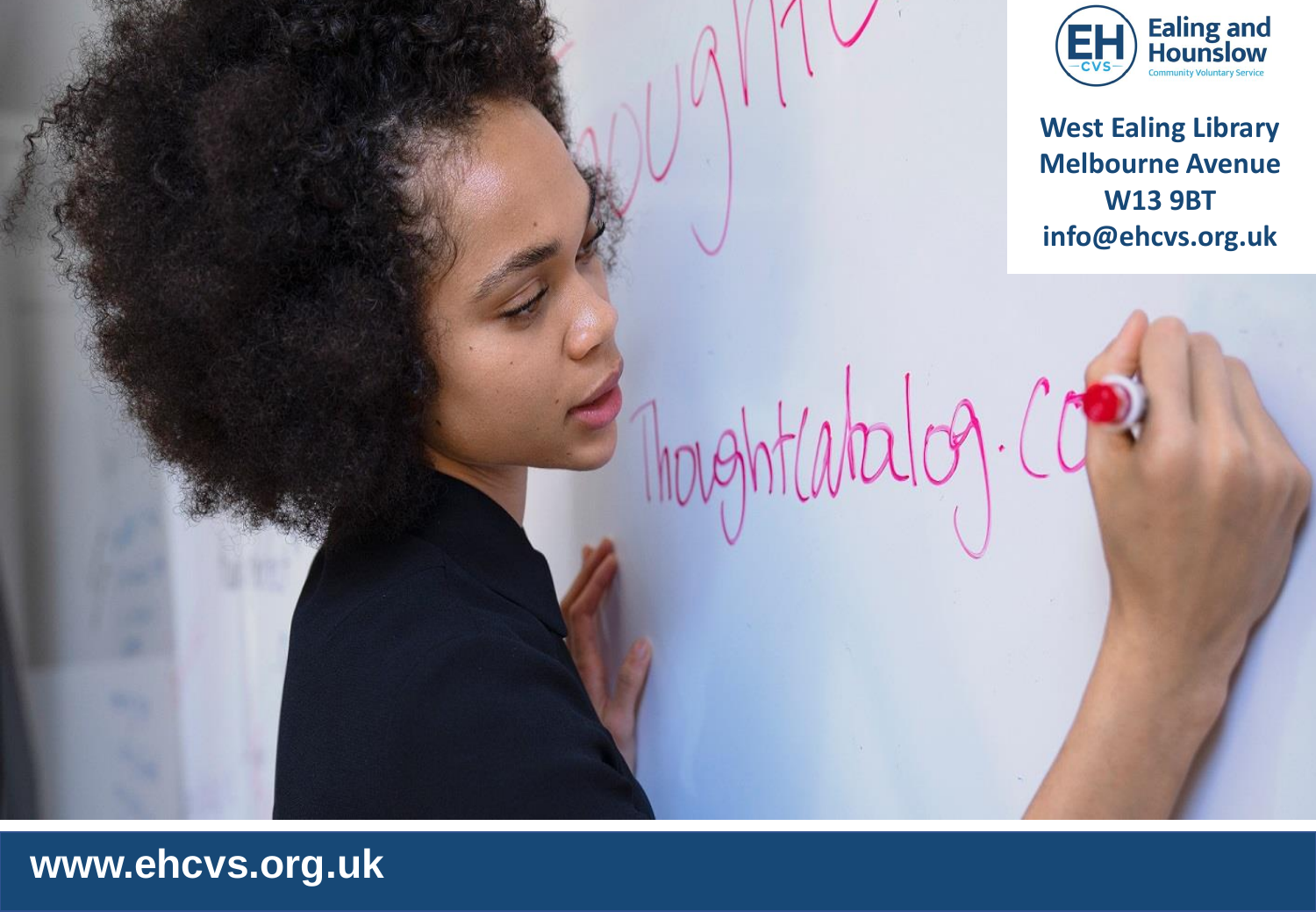Ealing and Hounslow Community Voluntary Service

**West Ealing Library**
**Melbourne Avenue**
**W13 9BT**
**info@ehcvs.org.uk**

**www.ehcvs.org.uk**